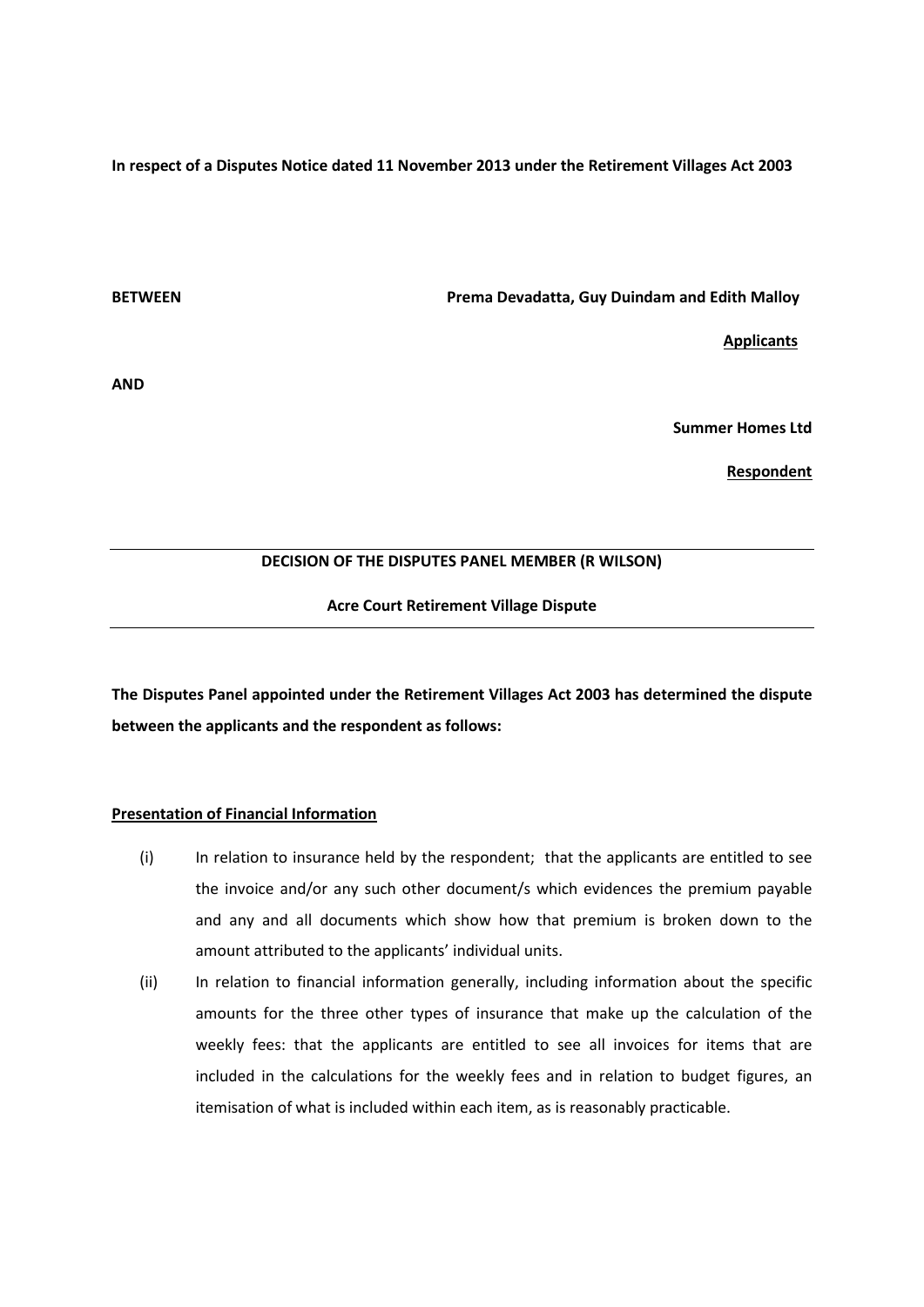**In respect of a Disputes Notice dated 11 November 2013 under the Retirement Villages Act 2003**

**BETWEEN** **Prema Devadatta, Guy Duindam and Edith Malloy**

**Applicants**

**AND**

**Summer Homes Ltd**

**Respondent**

---

**DECISION OF THE DISPUTES PANEL MEMBER (R WILSON)**

**Acre Court Retirement Village Dispute**

---

**The Disputes Panel appointed under the Retirement Villages Act 2003 has determined the dispute between the applicants and the respondent as follows:**

**Presentation of Financial Information**

(i) In relation to insurance held by the respondent; that the applicants are entitled to see the invoice and/or any such other document/s which evidences the premium payable and any and all documents which show how that premium is broken down to the amount attributed to the applicants' individual units.

(ii) In relation to financial information generally, including information about the specific amounts for the three other types of insurance that make up the calculation of the weekly fees: that the applicants are entitled to see all invoices for items that are included in the calculations for the weekly fees and in relation to budget figures, an itemisation of what is included within each item, as is reasonably practicable.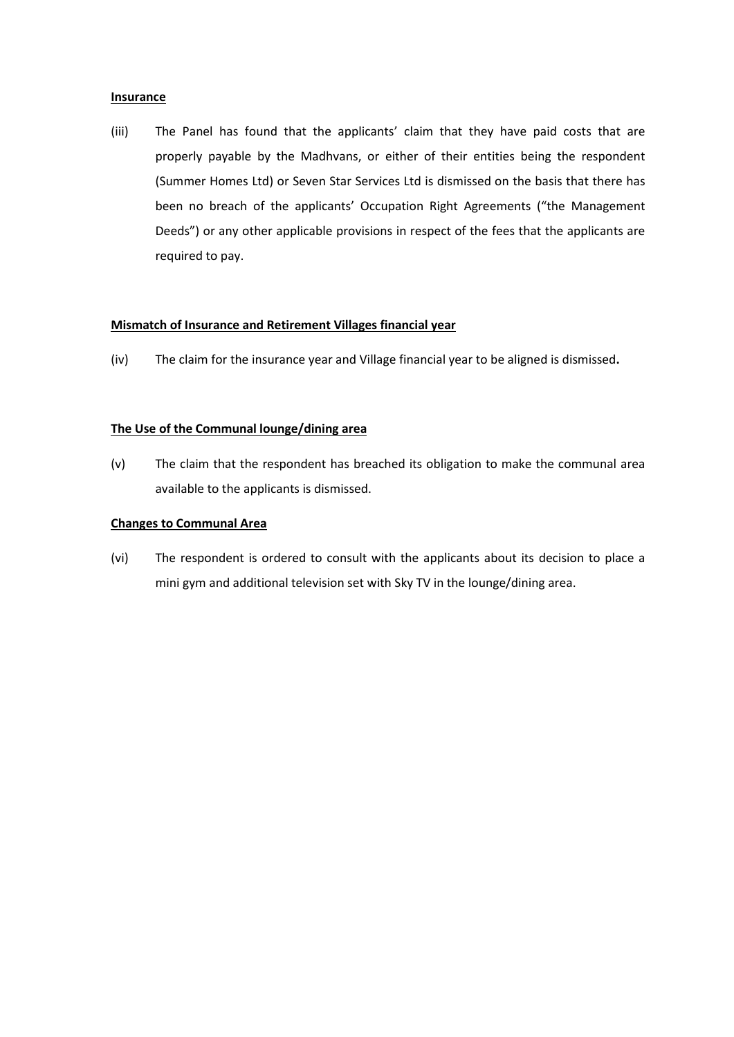**Insurance**

(iii) The Panel has found that the applicants' claim that they have paid costs that are properly payable by the Madhvans, or either of their entities being the respondent (Summer Homes Ltd) or Seven Star Services Ltd is dismissed on the basis that there has been no breach of the applicants' Occupation Right Agreements ("the Management Deeds") or any other applicable provisions in respect of the fees that the applicants are required to pay.

**Mismatch of Insurance and Retirement Villages financial year**

(iv) The claim for the insurance year and Village financial year to be aligned is dismissed**.**

**The Use of the Communal lounge/dining area**

(v) The claim that the respondent has breached its obligation to make the communal area available to the applicants is dismissed.

**Changes to Communal Area**

(vi) The respondent is ordered to consult with the applicants about its decision to place a mini gym and additional television set with Sky TV in the lounge/dining area.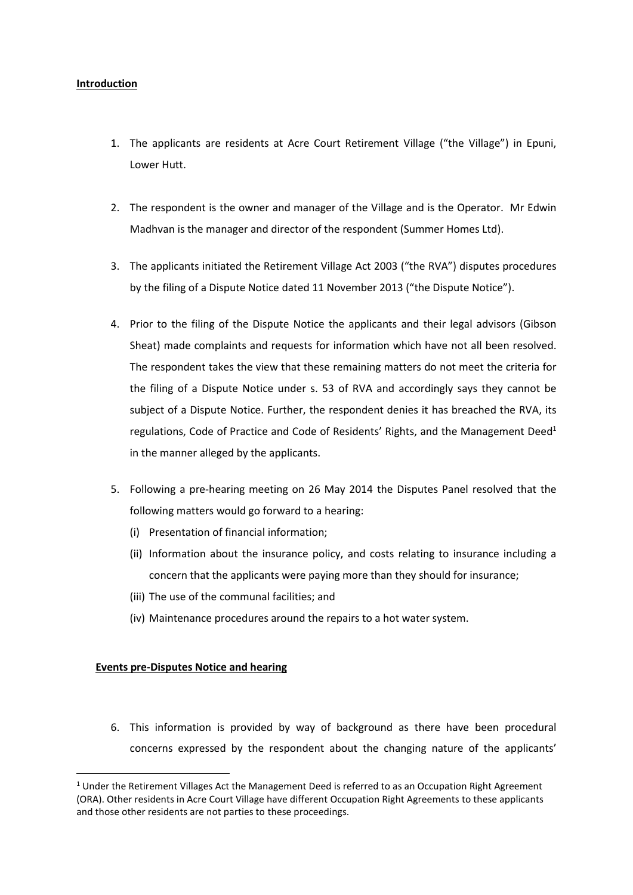**Introduction**

1. The applicants are residents at Acre Court Retirement Village ("the Village") in Epuni, Lower Hutt.

2. The respondent is the owner and manager of the Village and is the Operator. Mr Edwin Madhvan is the manager and director of the respondent (Summer Homes Ltd).

3. The applicants initiated the Retirement Village Act 2003 ("the RVA") disputes procedures by the filing of a Dispute Notice dated 11 November 2013 ("the Dispute Notice").

4. Prior to the filing of the Dispute Notice the applicants and their legal advisors (Gibson Sheat) made complaints and requests for information which have not all been resolved. The respondent takes the view that these remaining matters do not meet the criteria for the filing of a Dispute Notice under s. 53 of RVA and accordingly says they cannot be subject of a Dispute Notice. Further, the respondent denies it has breached the RVA, its regulations, Code of Practice and Code of Residents' Rights, and the Management Deed[1] in the manner alleged by the applicants.

5. Following a pre-hearing meeting on 26 May 2014 the Disputes Panel resolved that the following matters would go forward to a hearing:
   (i) Presentation of financial information;
   (ii) Information about the insurance policy, and costs relating to insurance including a concern that the applicants were paying more than they should for insurance;
   (iii) The use of the communal facilities; and
   (iv) Maintenance procedures around the repairs to a hot water system.

**Events pre-Disputes Notice and hearing**

6. This information is provided by way of background as there have been procedural concerns expressed by the respondent about the changing nature of the applicants'

[1] Under the Retirement Villages Act the Management Deed is referred to as an Occupation Right Agreement (ORA). Other residents in Acre Court Village have different Occupation Right Agreements to these applicants and those other residents are not parties to these proceedings.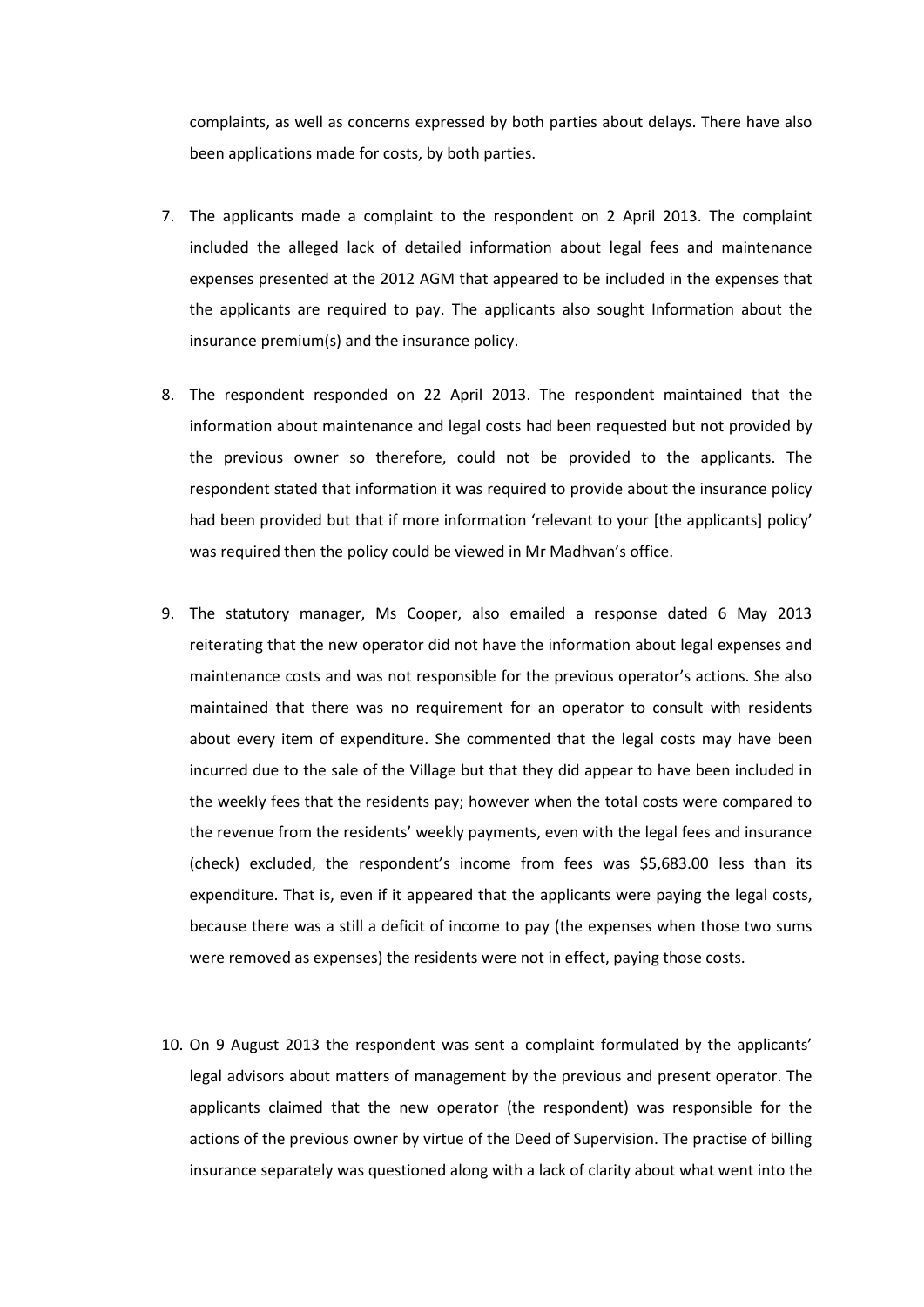complaints, as well as concerns expressed by both parties about delays. There have also been applications made for costs, by both parties.

7. The applicants made a complaint to the respondent on 2 April 2013. The complaint included the alleged lack of detailed information about legal fees and maintenance expenses presented at the 2012 AGM that appeared to be included in the expenses that the applicants are required to pay. The applicants also sought Information about the insurance premium(s) and the insurance policy.

8. The respondent responded on 22 April 2013. The respondent maintained that the information about maintenance and legal costs had been requested but not provided by the previous owner so therefore, could not be provided to the applicants. The respondent stated that information it was required to provide about the insurance policy had been provided but that if more information 'relevant to your [the applicants] policy' was required then the policy could be viewed in Mr Madhvan's office.

9. The statutory manager, Ms Cooper, also emailed a response dated 6 May 2013 reiterating that the new operator did not have the information about legal expenses and maintenance costs and was not responsible for the previous operator's actions. She also maintained that there was no requirement for an operator to consult with residents about every item of expenditure. She commented that the legal costs may have been incurred due to the sale of the Village but that they did appear to have been included in the weekly fees that the residents pay; however when the total costs were compared to the revenue from the residents' weekly payments, even with the legal fees and insurance (check) excluded, the respondent's income from fees was $5,683.00 less than its expenditure. That is, even if it appeared that the applicants were paying the legal costs, because there was a still a deficit of income to pay (the expenses when those two sums were removed as expenses) the residents were not in effect, paying those costs.

10. On 9 August 2013 the respondent was sent a complaint formulated by the applicants' legal advisors about matters of management by the previous and present operator. The applicants claimed that the new operator (the respondent) was responsible for the actions of the previous owner by virtue of the Deed of Supervision. The practise of billing insurance separately was questioned along with a lack of clarity about what went into the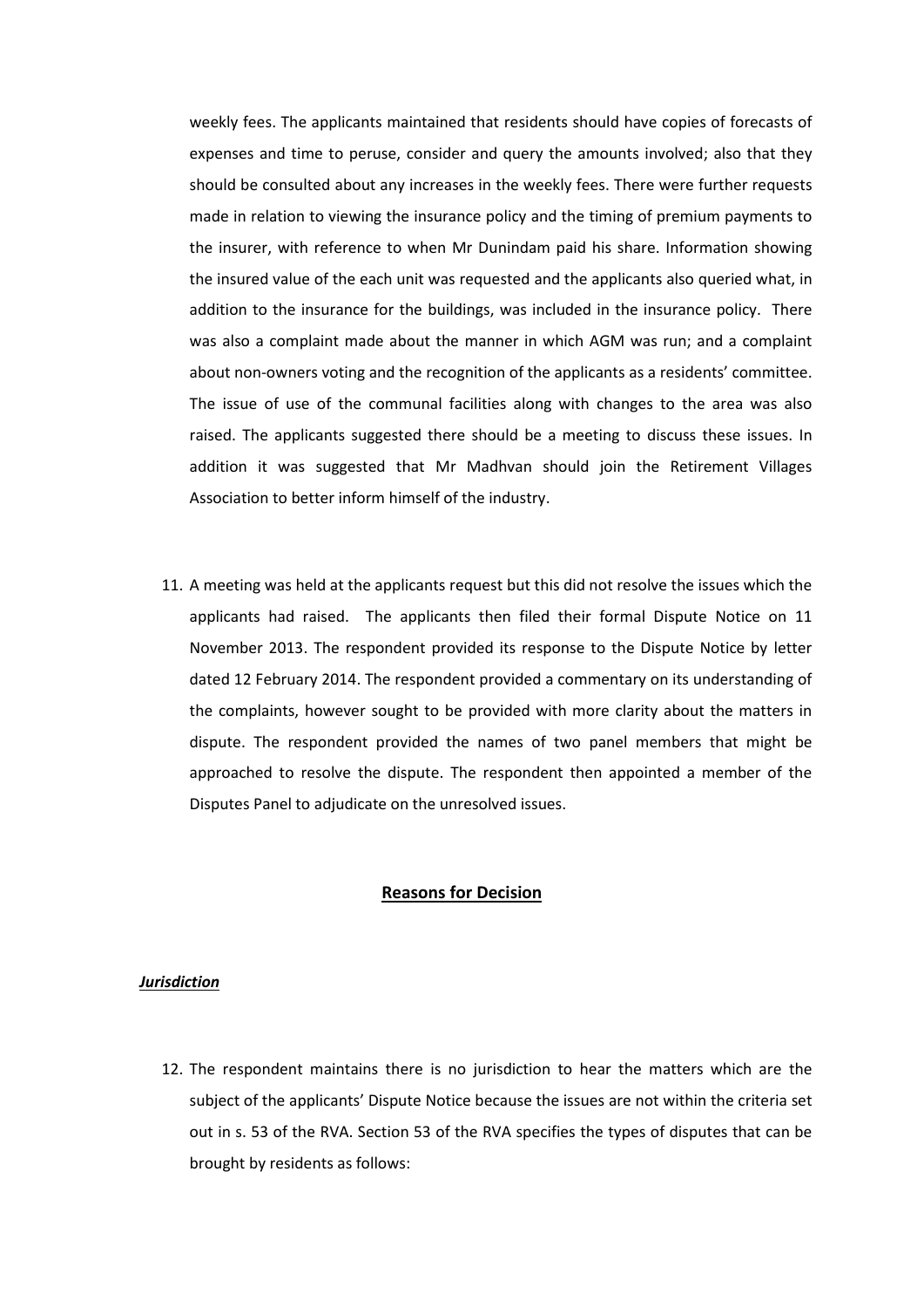weekly fees. The applicants maintained that residents should have copies of forecasts of expenses and time to peruse, consider and query the amounts involved; also that they should be consulted about any increases in the weekly fees. There were further requests made in relation to viewing the insurance policy and the timing of premium payments to the insurer, with reference to when Mr Dunindam paid his share. Information showing the insured value of the each unit was requested and the applicants also queried what, in addition to the insurance for the buildings, was included in the insurance policy. There was also a complaint made about the manner in which AGM was run; and a complaint about non-owners voting and the recognition of the applicants as a residents' committee. The issue of use of the communal facilities along with changes to the area was also raised. The applicants suggested there should be a meeting to discuss these issues. In addition it was suggested that Mr Madhvan should join the Retirement Villages Association to better inform himself of the industry.

11. A meeting was held at the applicants request but this did not resolve the issues which the applicants had raised. The applicants then filed their formal Dispute Notice on 11 November 2013. The respondent provided its response to the Dispute Notice by letter dated 12 February 2014. The respondent provided a commentary on its understanding of the complaints, however sought to be provided with more clarity about the matters in dispute. The respondent provided the names of two panel members that might be approached to resolve the dispute. The respondent then appointed a member of the Disputes Panel to adjudicate on the unresolved issues.

## Reasons for Decision

### ***Jurisdiction***

12. The respondent maintains there is no jurisdiction to hear the matters which are the subject of the applicants' Dispute Notice because the issues are not within the criteria set out in s. 53 of the RVA. Section 53 of the RVA specifies the types of disputes that can be brought by residents as follows: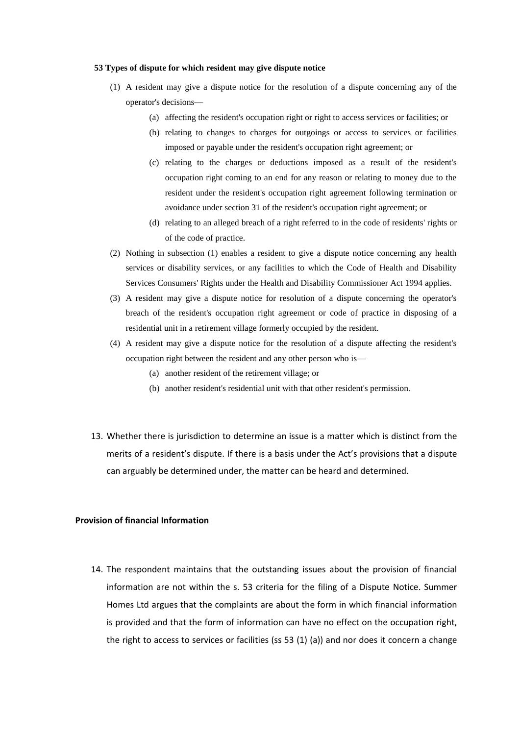**53 Types of dispute for which resident may give dispute notice**

(1) A resident may give a dispute notice for the resolution of a dispute concerning any of the operator's decisions—

(a) affecting the resident's occupation right or right to access services or facilities; or

(b) relating to changes to charges for outgoings or access to services or facilities imposed or payable under the resident's occupation right agreement; or

(c) relating to the charges or deductions imposed as a result of the resident's occupation right coming to an end for any reason or relating to money due to the resident under the resident's occupation right agreement following termination or avoidance under section 31 of the resident's occupation right agreement; or

(d) relating to an alleged breach of a right referred to in the code of residents' rights or of the code of practice.

(2) Nothing in subsection (1) enables a resident to give a dispute notice concerning any health services or disability services, or any facilities to which the Code of Health and Disability Services Consumers' Rights under the Health and Disability Commissioner Act 1994 applies.

(3) A resident may give a dispute notice for resolution of a dispute concerning the operator's breach of the resident's occupation right agreement or code of practice in disposing of a residential unit in a retirement village formerly occupied by the resident.

(4) A resident may give a dispute notice for the resolution of a dispute affecting the resident's occupation right between the resident and any other person who is—

(a) another resident of the retirement village; or

(b) another resident's residential unit with that other resident's permission.

13. Whether there is jurisdiction to determine an issue is a matter which is distinct from the merits of a resident's dispute. If there is a basis under the Act's provisions that a dispute can arguably be determined under, the matter can be heard and determined.

**Provision of financial Information**

14. The respondent maintains that the outstanding issues about the provision of financial information are not within the s. 53 criteria for the filing of a Dispute Notice. Summer Homes Ltd argues that the complaints are about the form in which financial information is provided and that the form of information can have no effect on the occupation right, the right to access to services or facilities (ss 53 (1) (a)) and nor does it concern a change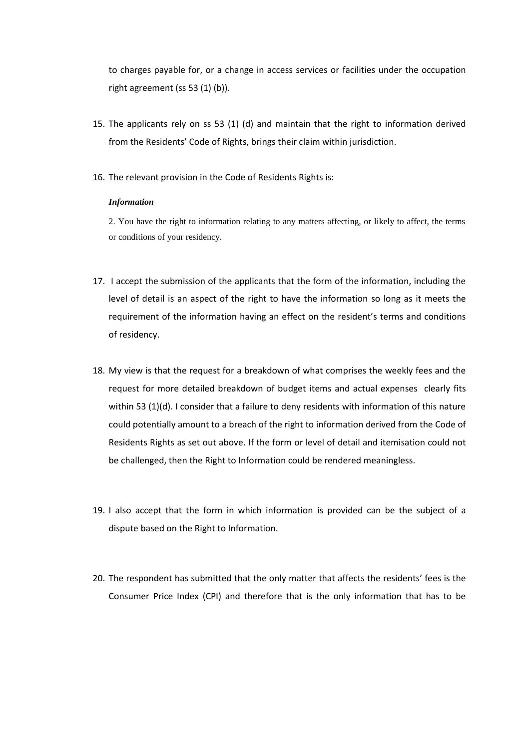to charges payable for, or a change in access services or facilities under the occupation right agreement (ss 53 (1) (b)).

15. The applicants rely on ss 53 (1) (d) and maintain that the right to information derived from the Residents' Code of Rights, brings their claim within jurisdiction.

16. The relevant provision in the Code of Residents Rights is:

    ***Information***

    2. You have the right to information relating to any matters affecting, or likely to affect, the terms or conditions of your residency.

17. I accept the submission of the applicants that the form of the information, including the level of detail is an aspect of the right to have the information so long as it meets the requirement of the information having an effect on the resident's terms and conditions of residency.

18. My view is that the request for a breakdown of what comprises the weekly fees and the request for more detailed breakdown of budget items and actual expenses clearly fits within 53 (1)(d). I consider that a failure to deny residents with information of this nature could potentially amount to a breach of the right to information derived from the Code of Residents Rights as set out above. If the form or level of detail and itemisation could not be challenged, then the Right to Information could be rendered meaningless.

19. I also accept that the form in which information is provided can be the subject of a dispute based on the Right to Information.

20. The respondent has submitted that the only matter that affects the residents' fees is the Consumer Price Index (CPI) and therefore that is the only information that has to be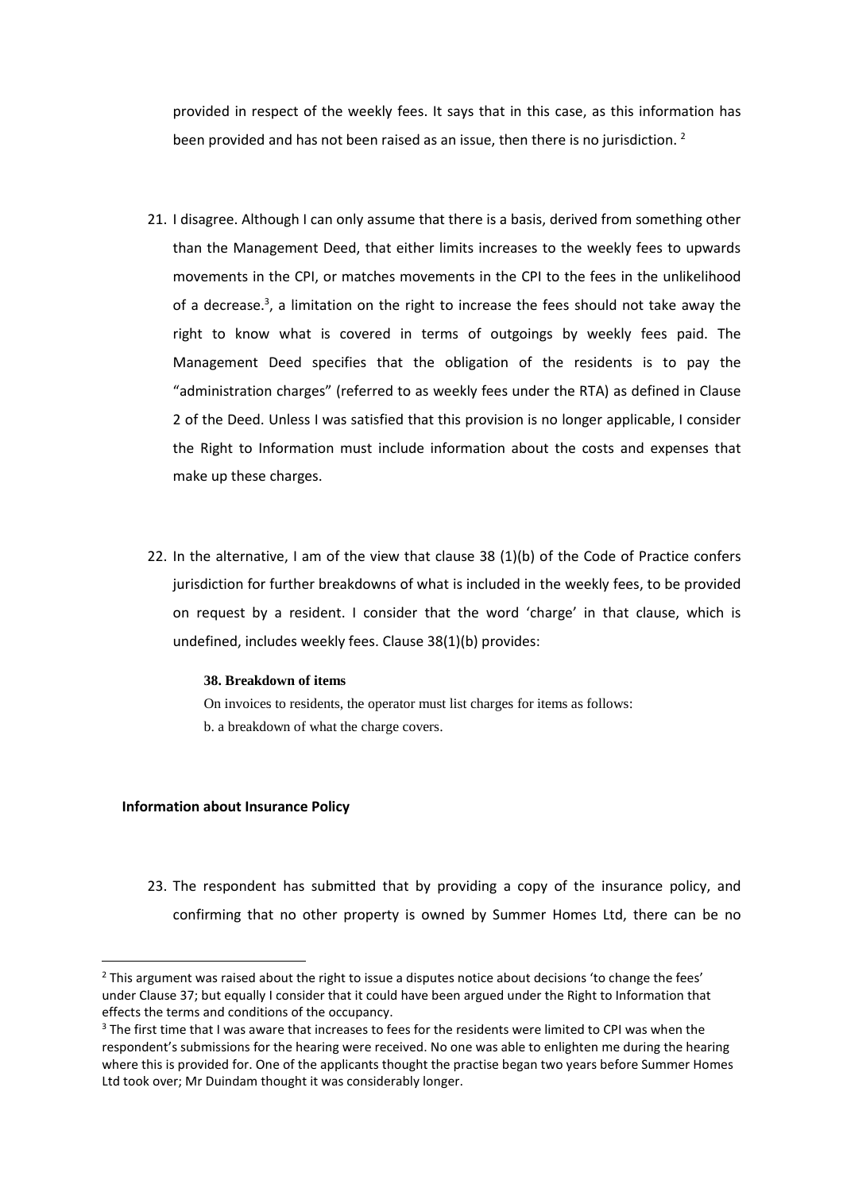provided in respect of the weekly fees. It says that in this case, as this information has been provided and has not been raised as an issue, then there is no jurisdiction. [2]

21. I disagree. Although I can only assume that there is a basis, derived from something other than the Management Deed, that either limits increases to the weekly fees to upwards movements in the CPI, or matches movements in the CPI to the fees in the unlikelihood of a decrease.[3], a limitation on the right to increase the fees should not take away the right to know what is covered in terms of outgoings by weekly fees paid. The Management Deed specifies that the obligation of the residents is to pay the "administration charges" (referred to as weekly fees under the RTA) as defined in Clause 2 of the Deed. Unless I was satisfied that this provision is no longer applicable, I consider the Right to Information must include information about the costs and expenses that make up these charges.

22. In the alternative, I am of the view that clause 38 (1)(b) of the Code of Practice confers jurisdiction for further breakdowns of what is included in the weekly fees, to be provided on request by a resident. I consider that the word 'charge' in that clause, which is undefined, includes weekly fees. Clause 38(1)(b) provides:

> **38. Breakdown of items**
>
> On invoices to residents, the operator must list charges for items as follows:
>
> b. a breakdown of what the charge covers.

**Information about Insurance Policy**

23. The respondent has submitted that by providing a copy of the insurance policy, and confirming that no other property is owned by Summer Homes Ltd, there can be no

---

[2] This argument was raised about the right to issue a disputes notice about decisions 'to change the fees' under Clause 37; but equally I consider that it could have been argued under the Right to Information that effects the terms and conditions of the occupancy.

[3] The first time that I was aware that increases to fees for the residents were limited to CPI was when the respondent's submissions for the hearing were received. No one was able to enlighten me during the hearing where this is provided for. One of the applicants thought the practise began two years before Summer Homes Ltd took over; Mr Duindam thought it was considerably longer.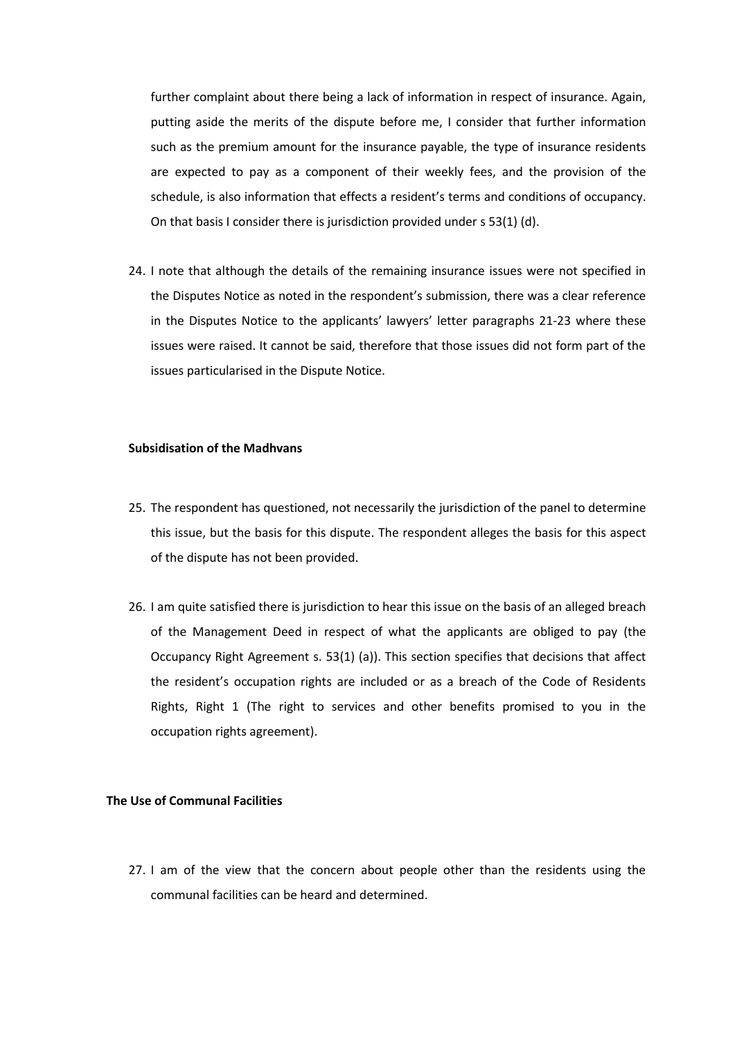further complaint about there being a lack of information in respect of insurance. Again, putting aside the merits of the dispute before me, I consider that further information such as the premium amount for the insurance payable, the type of insurance residents are expected to pay as a component of their weekly fees, and the provision of the schedule, is also information that effects a resident's terms and conditions of occupancy. On that basis I consider there is jurisdiction provided under s 53(1) (d).

24. I note that although the details of the remaining insurance issues were not specified in the Disputes Notice as noted in the respondent's submission, there was a clear reference in the Disputes Notice to the applicants' lawyers' letter paragraphs 21-23 where these issues were raised. It cannot be said, therefore that those issues did not form part of the issues particularised in the Dispute Notice.

**Subsidisation of the Madhvans**

25. The respondent has questioned, not necessarily the jurisdiction of the panel to determine this issue, but the basis for this dispute. The respondent alleges the basis for this aspect of the dispute has not been provided.

26. I am quite satisfied there is jurisdiction to hear this issue on the basis of an alleged breach of the Management Deed in respect of what the applicants are obliged to pay (the Occupancy Right Agreement s. 53(1) (a)). This section specifies that decisions that affect the resident's occupation rights are included or as a breach of the Code of Residents Rights, Right 1 (The right to services and other benefits promised to you in the occupation rights agreement).

**The Use of Communal Facilities**

27. I am of the view that the concern about people other than the residents using the communal facilities can be heard and determined.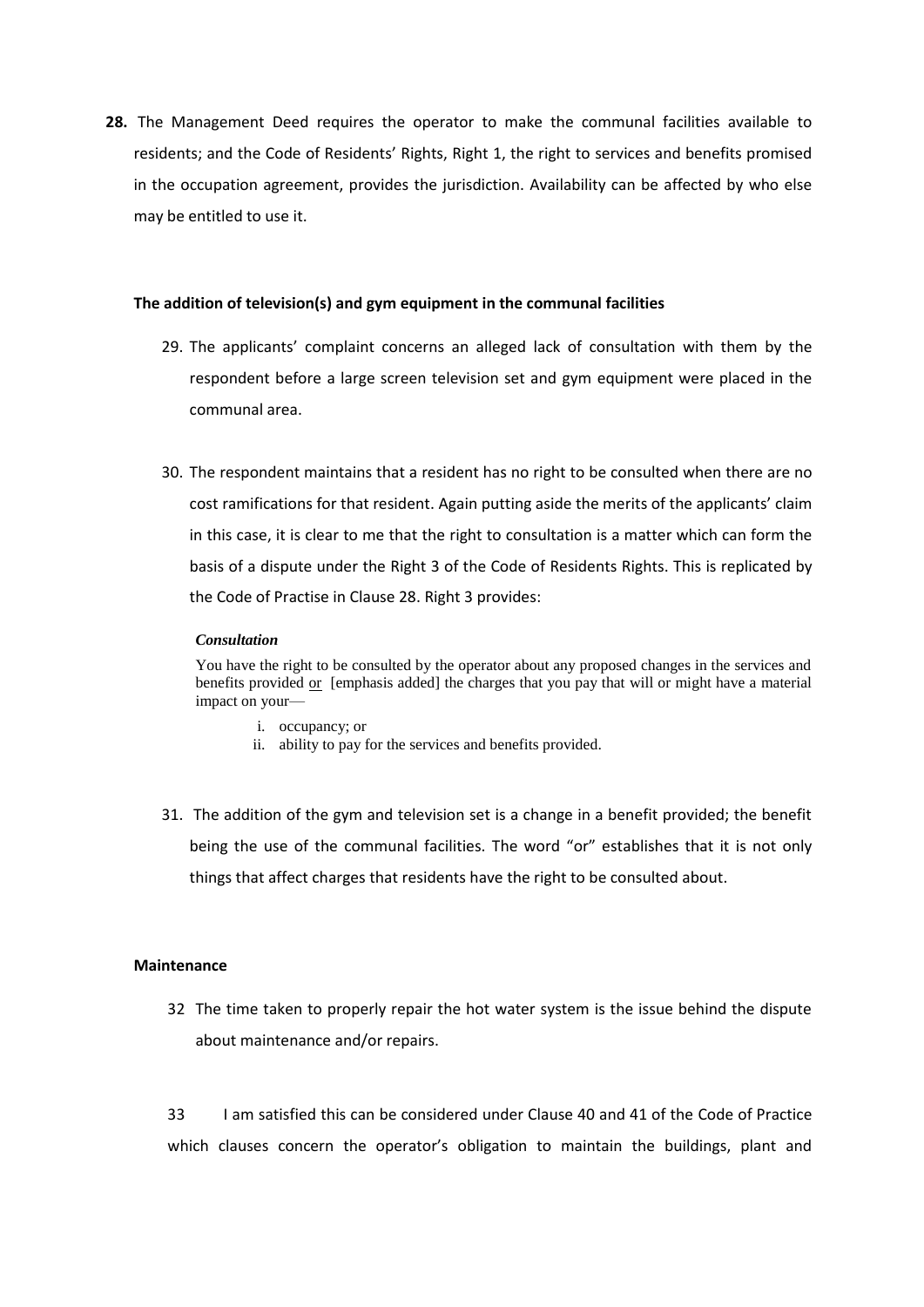**28.** The Management Deed requires the operator to make the communal facilities available to residents; and the Code of Residents' Rights, Right 1, the right to services and benefits promised in the occupation agreement, provides the jurisdiction. Availability can be affected by who else may be entitled to use it.

**The addition of television(s) and gym equipment in the communal facilities**

29. The applicants' complaint concerns an alleged lack of consultation with them by the respondent before a large screen television set and gym equipment were placed in the communal area.

30. The respondent maintains that a resident has no right to be consulted when there are no cost ramifications for that resident. Again putting aside the merits of the applicants' claim in this case, it is clear to me that the right to consultation is a matter which can form the basis of a dispute under the Right 3 of the Code of Residents Rights. This is replicated by the Code of Practise in Clause 28. Right 3 provides:

> ***Consultation***
>
> You have the right to be consulted by the operator about any proposed changes in the services and benefits provided <u>or</u> [emphasis added] the charges that you pay that will or might have a material impact on your—
>
> i. occupancy; or
> ii. ability to pay for the services and benefits provided.

31. The addition of the gym and television set is a change in a benefit provided; the benefit being the use of the communal facilities. The word "or" establishes that it is not only things that affect charges that residents have the right to be consulted about.

**Maintenance**

32 The time taken to properly repair the hot water system is the issue behind the dispute about maintenance and/or repairs.

33 I am satisfied this can be considered under Clause 40 and 41 of the Code of Practice which clauses concern the operator's obligation to maintain the buildings, plant and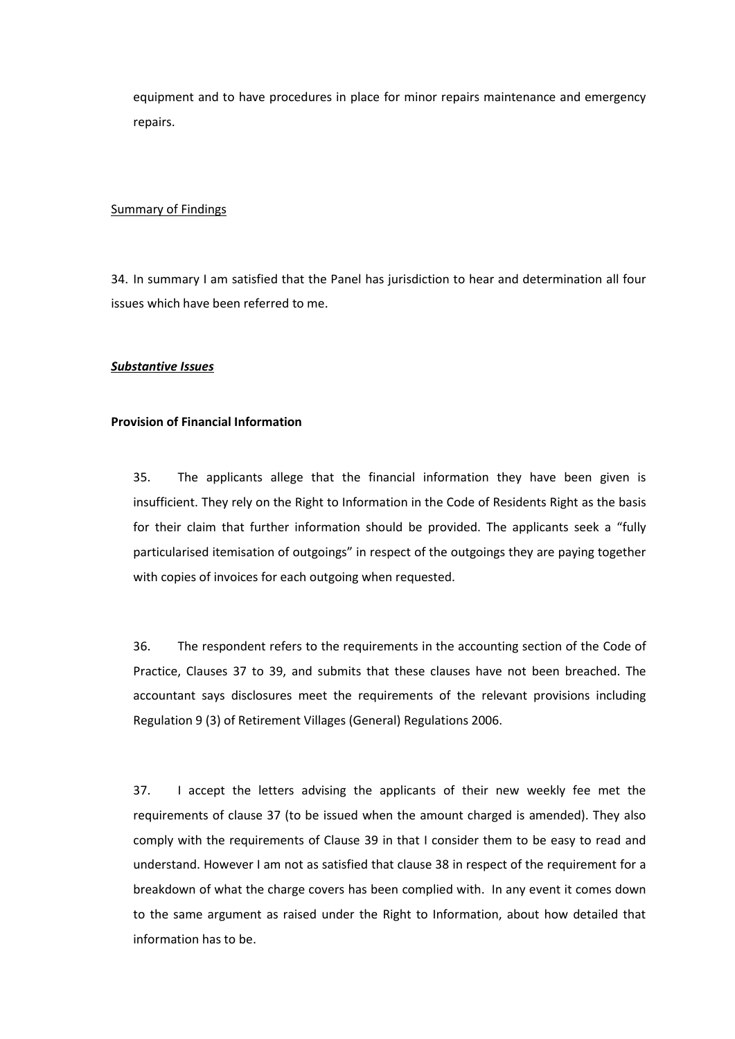equipment and to have procedures in place for minor repairs maintenance and emergency repairs.

Summary of Findings

34. In summary I am satisfied that the Panel has jurisdiction to hear and determination all four issues which have been referred to me.

***Substantive Issues***

**Provision of Financial Information**

35. The applicants allege that the financial information they have been given is insufficient. They rely on the Right to Information in the Code of Residents Right as the basis for their claim that further information should be provided. The applicants seek a "fully particularised itemisation of outgoings" in respect of the outgoings they are paying together with copies of invoices for each outgoing when requested.

36. The respondent refers to the requirements in the accounting section of the Code of Practice, Clauses 37 to 39, and submits that these clauses have not been breached. The accountant says disclosures meet the requirements of the relevant provisions including Regulation 9 (3) of Retirement Villages (General) Regulations 2006.

37. I accept the letters advising the applicants of their new weekly fee met the requirements of clause 37 (to be issued when the amount charged is amended). They also comply with the requirements of Clause 39 in that I consider them to be easy to read and understand. However I am not as satisfied that clause 38 in respect of the requirement for a breakdown of what the charge covers has been complied with. In any event it comes down to the same argument as raised under the Right to Information, about how detailed that information has to be.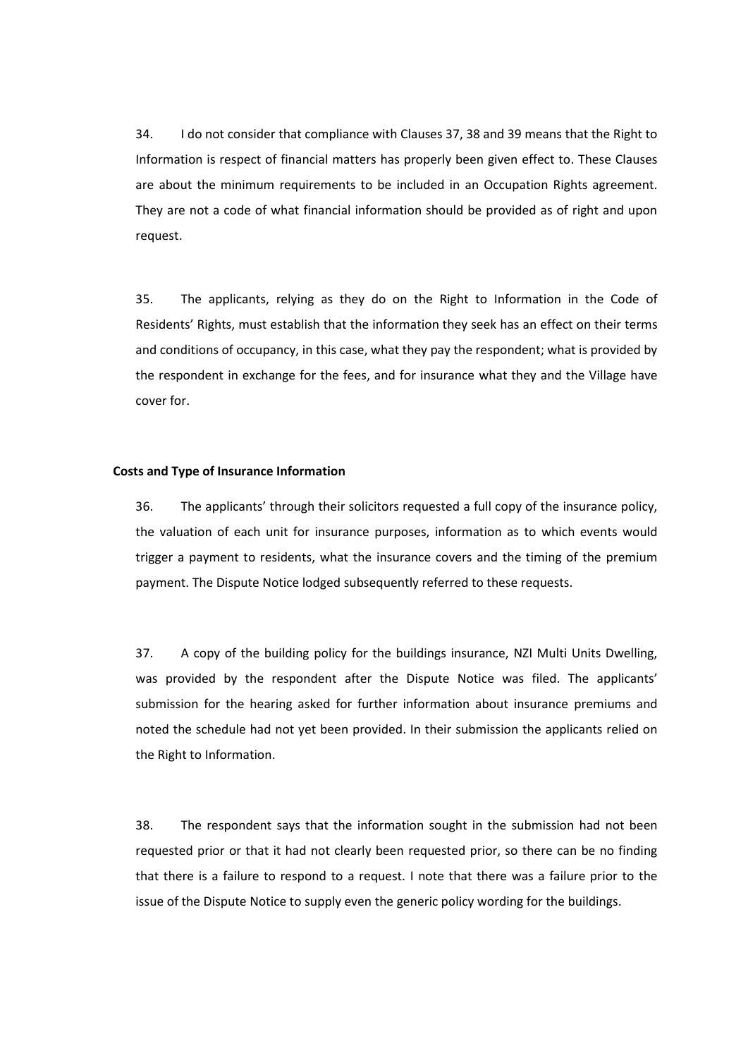34. I do not consider that compliance with Clauses 37, 38 and 39 means that the Right to Information is respect of financial matters has properly been given effect to. These Clauses are about the minimum requirements to be included in an Occupation Rights agreement. They are not a code of what financial information should be provided as of right and upon request.

35. The applicants, relying as they do on the Right to Information in the Code of Residents' Rights, must establish that the information they seek has an effect on their terms and conditions of occupancy, in this case, what they pay the respondent; what is provided by the respondent in exchange for the fees, and for insurance what they and the Village have cover for.

**Costs and Type of Insurance Information**

36. The applicants' through their solicitors requested a full copy of the insurance policy, the valuation of each unit for insurance purposes, information as to which events would trigger a payment to residents, what the insurance covers and the timing of the premium payment. The Dispute Notice lodged subsequently referred to these requests.

37. A copy of the building policy for the buildings insurance, NZI Multi Units Dwelling, was provided by the respondent after the Dispute Notice was filed. The applicants' submission for the hearing asked for further information about insurance premiums and noted the schedule had not yet been provided. In their submission the applicants relied on the Right to Information.

38. The respondent says that the information sought in the submission had not been requested prior or that it had not clearly been requested prior, so there can be no finding that there is a failure to respond to a request. I note that there was a failure prior to the issue of the Dispute Notice to supply even the generic policy wording for the buildings.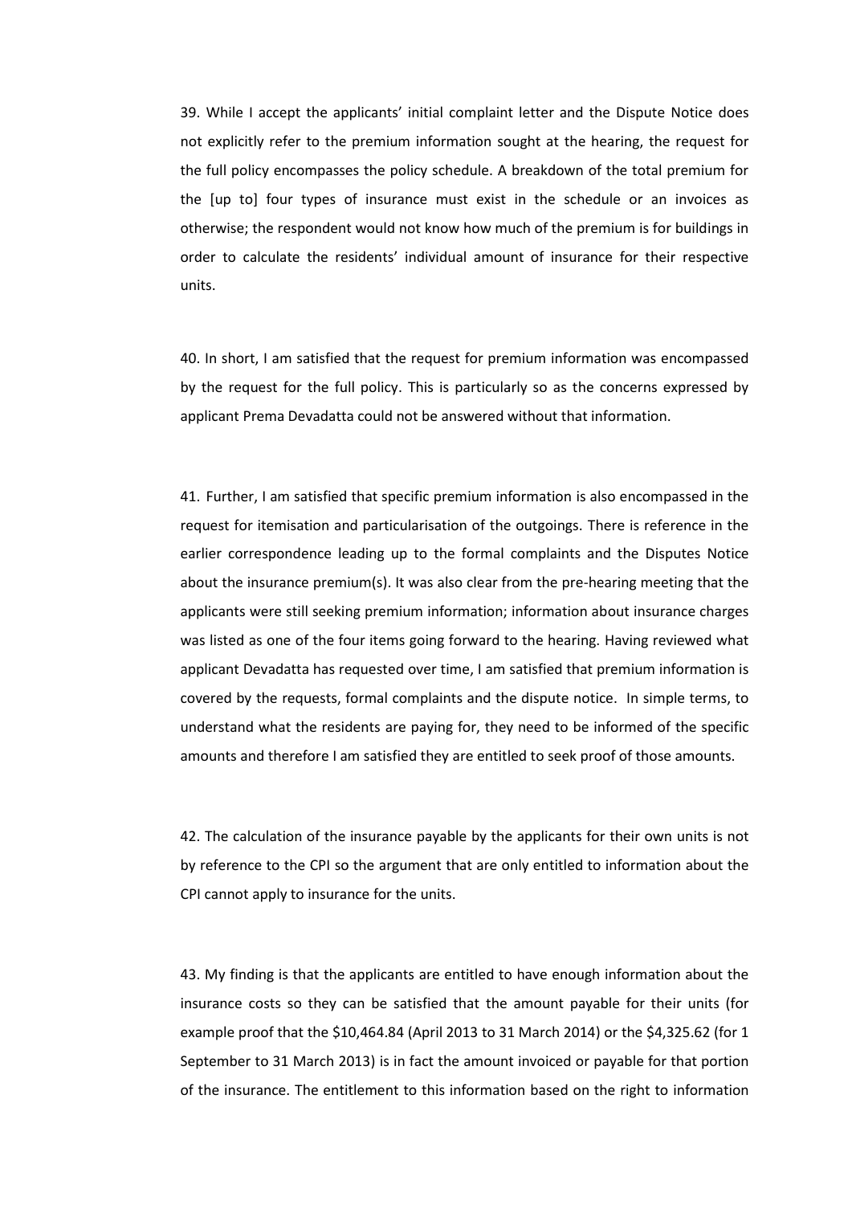39. While I accept the applicants' initial complaint letter and the Dispute Notice does not explicitly refer to the premium information sought at the hearing, the request for the full policy encompasses the policy schedule. A breakdown of the total premium for the [up to] four types of insurance must exist in the schedule or an invoices as otherwise; the respondent would not know how much of the premium is for buildings in order to calculate the residents' individual amount of insurance for their respective units.

40. In short, I am satisfied that the request for premium information was encompassed by the request for the full policy. This is particularly so as the concerns expressed by applicant Prema Devadatta could not be answered without that information.

41. Further, I am satisfied that specific premium information is also encompassed in the request for itemisation and particularisation of the outgoings. There is reference in the earlier correspondence leading up to the formal complaints and the Disputes Notice about the insurance premium(s). It was also clear from the pre-hearing meeting that the applicants were still seeking premium information; information about insurance charges was listed as one of the four items going forward to the hearing. Having reviewed what applicant Devadatta has requested over time, I am satisfied that premium information is covered by the requests, formal complaints and the dispute notice. In simple terms, to understand what the residents are paying for, they need to be informed of the specific amounts and therefore I am satisfied they are entitled to seek proof of those amounts.

42. The calculation of the insurance payable by the applicants for their own units is not by reference to the CPI so the argument that are only entitled to information about the CPI cannot apply to insurance for the units.

43. My finding is that the applicants are entitled to have enough information about the insurance costs so they can be satisfied that the amount payable for their units (for example proof that the $10,464.84 (April 2013 to 31 March 2014) or the $4,325.62 (for 1 September to 31 March 2013) is in fact the amount invoiced or payable for that portion of the insurance. The entitlement to this information based on the right to information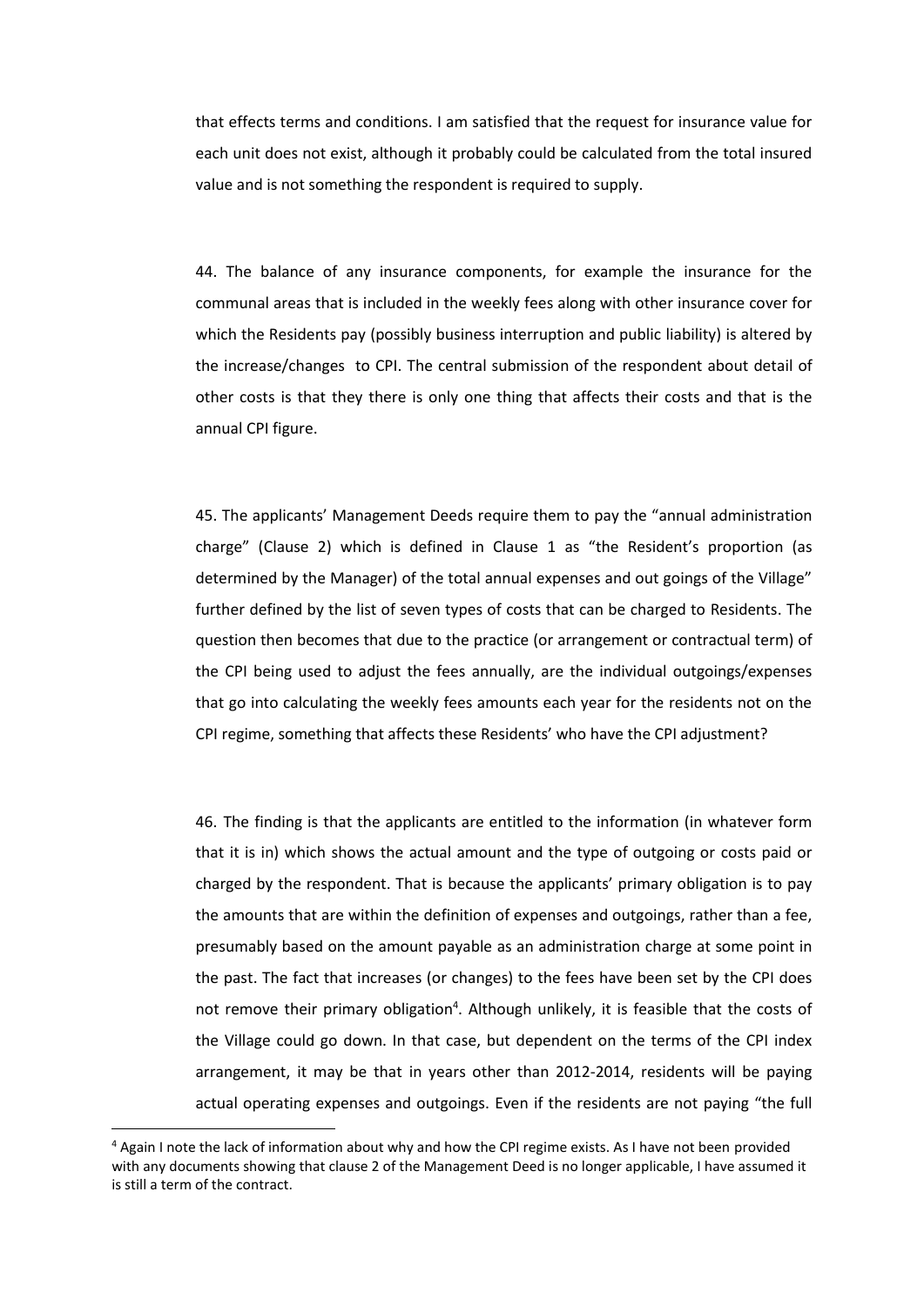that effects terms and conditions. I am satisfied that the request for insurance value for each unit does not exist, although it probably could be calculated from the total insured value and is not something the respondent is required to supply.

44. The balance of any insurance components, for example the insurance for the communal areas that is included in the weekly fees along with other insurance cover for which the Residents pay (possibly business interruption and public liability) is altered by the increase/changes to CPI. The central submission of the respondent about detail of other costs is that they there is only one thing that affects their costs and that is the annual CPI figure.

45. The applicants' Management Deeds require them to pay the "annual administration charge" (Clause 2) which is defined in Clause 1 as "the Resident's proportion (as determined by the Manager) of the total annual expenses and out goings of the Village" further defined by the list of seven types of costs that can be charged to Residents. The question then becomes that due to the practice (or arrangement or contractual term) of the CPI being used to adjust the fees annually, are the individual outgoings/expenses that go into calculating the weekly fees amounts each year for the residents not on the CPI regime, something that affects these Residents' who have the CPI adjustment?

46. The finding is that the applicants are entitled to the information (in whatever form that it is in) which shows the actual amount and the type of outgoing or costs paid or charged by the respondent. That is because the applicants' primary obligation is to pay the amounts that are within the definition of expenses and outgoings, rather than a fee, presumably based on the amount payable as an administration charge at some point in the past. The fact that increases (or changes) to the fees have been set by the CPI does not remove their primary obligation[4]. Although unlikely, it is feasible that the costs of the Village could go down. In that case, but dependent on the terms of the CPI index arrangement, it may be that in years other than 2012-2014, residents will be paying actual operating expenses and outgoings. Even if the residents are not paying "the full

[4] Again I note the lack of information about why and how the CPI regime exists. As I have not been provided with any documents showing that clause 2 of the Management Deed is no longer applicable, I have assumed it is still a term of the contract.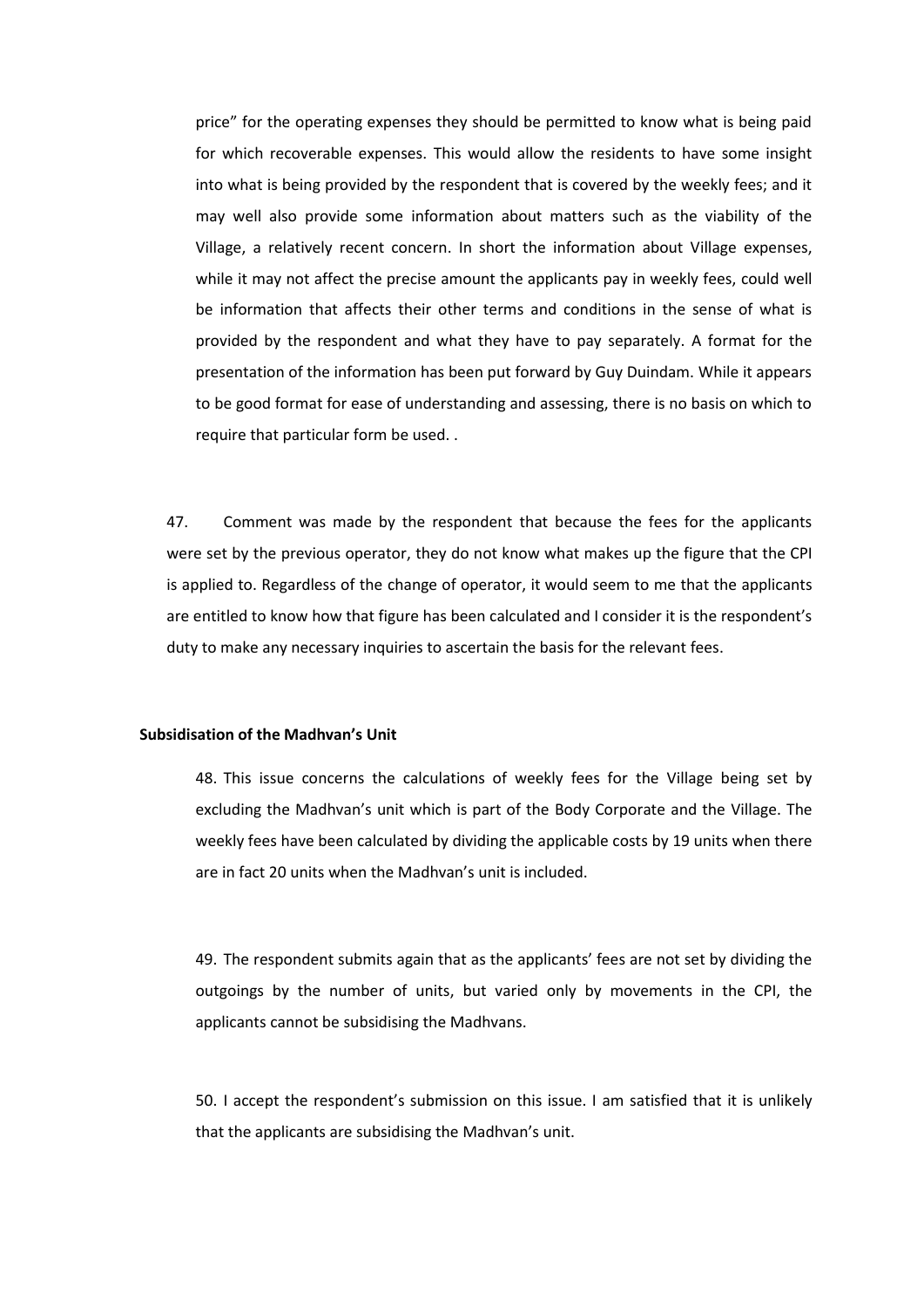price" for the operating expenses they should be permitted to know what is being paid for which recoverable expenses. This would allow the residents to have some insight into what is being provided by the respondent that is covered by the weekly fees; and it may well also provide some information about matters such as the viability of the Village, a relatively recent concern. In short the information about Village expenses, while it may not affect the precise amount the applicants pay in weekly fees, could well be information that affects their other terms and conditions in the sense of what is provided by the respondent and what they have to pay separately. A format for the presentation of the information has been put forward by Guy Duindam. While it appears to be good format for ease of understanding and assessing, there is no basis on which to require that particular form be used. .

47. Comment was made by the respondent that because the fees for the applicants were set by the previous operator, they do not know what makes up the figure that the CPI is applied to. Regardless of the change of operator, it would seem to me that the applicants are entitled to know how that figure has been calculated and I consider it is the respondent's duty to make any necessary inquiries to ascertain the basis for the relevant fees.

**Subsidisation of the Madhvan's Unit**

48. This issue concerns the calculations of weekly fees for the Village being set by excluding the Madhvan's unit which is part of the Body Corporate and the Village. The weekly fees have been calculated by dividing the applicable costs by 19 units when there are in fact 20 units when the Madhvan's unit is included.

49. The respondent submits again that as the applicants' fees are not set by dividing the outgoings by the number of units, but varied only by movements in the CPI, the applicants cannot be subsidising the Madhvans.

50. I accept the respondent's submission on this issue. I am satisfied that it is unlikely that the applicants are subsidising the Madhvan's unit.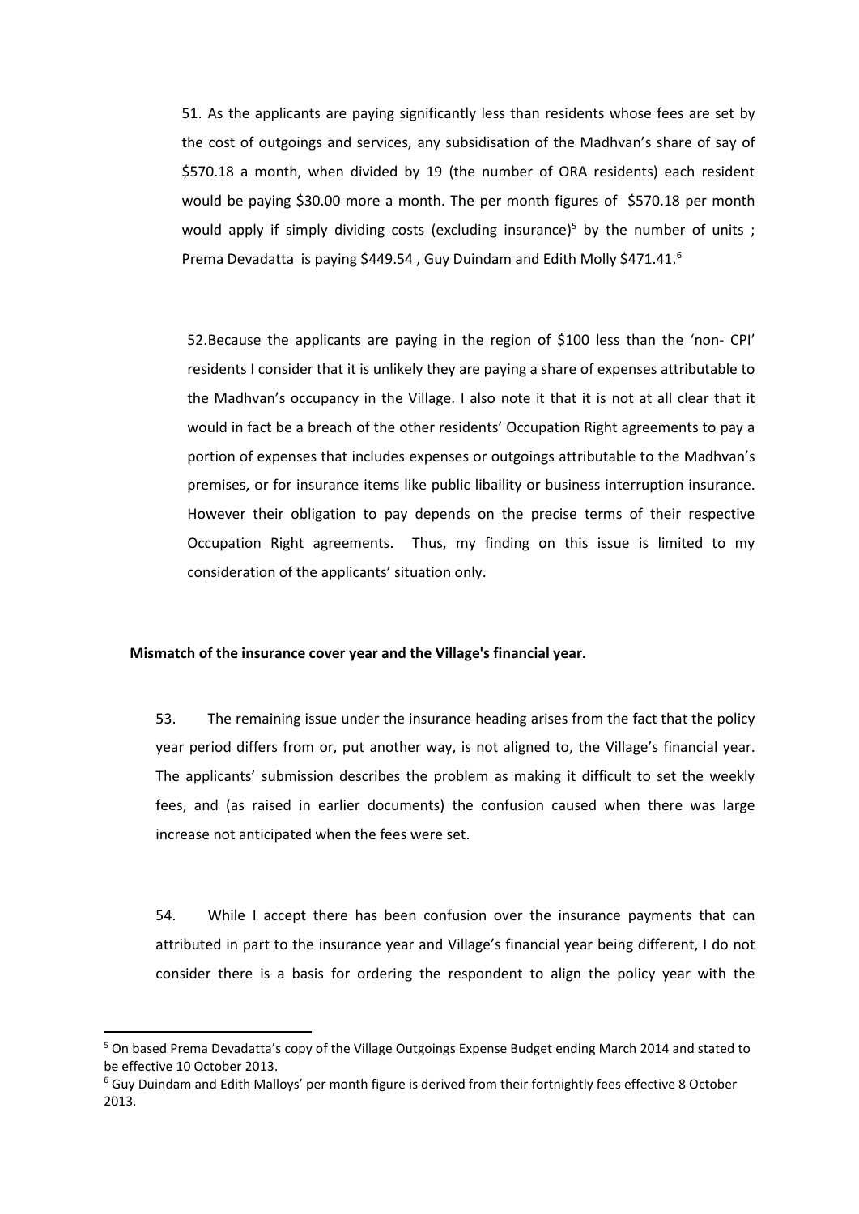51. As the applicants are paying significantly less than residents whose fees are set by the cost of outgoings and services, any subsidisation of the Madhvan's share of say of $570.18 a month, when divided by 19 (the number of ORA residents) each resident would be paying $30.00 more a month. The per month figures of $570.18 per month would apply if simply dividing costs (excluding insurance)[5] by the number of units ; Prema Devadatta is paying $449.54 , Guy Duindam and Edith Molly $471.41.[6]

52.Because the applicants are paying in the region of $100 less than the 'non- CPI' residents I consider that it is unlikely they are paying a share of expenses attributable to the Madhvan's occupancy in the Village. I also note it that it is not at all clear that it would in fact be a breach of the other residents' Occupation Right agreements to pay a portion of expenses that includes expenses or outgoings attributable to the Madhvan's premises, or for insurance items like public libaility or business interruption insurance. However their obligation to pay depends on the precise terms of their respective Occupation Right agreements. Thus, my finding on this issue is limited to my consideration of the applicants' situation only.

**Mismatch of the insurance cover year and the Village's financial year.**

53. The remaining issue under the insurance heading arises from the fact that the policy year period differs from or, put another way, is not aligned to, the Village's financial year. The applicants' submission describes the problem as making it difficult to set the weekly fees, and (as raised in earlier documents) the confusion caused when there was large increase not anticipated when the fees were set.

54. While I accept there has been confusion over the insurance payments that can attributed in part to the insurance year and Village's financial year being different, I do not consider there is a basis for ordering the respondent to align the policy year with the

---

[5] On based Prema Devadatta's copy of the Village Outgoings Expense Budget ending March 2014 and stated to be effective 10 October 2013.

[6] Guy Duindam and Edith Malloys' per month figure is derived from their fortnightly fees effective 8 October 2013.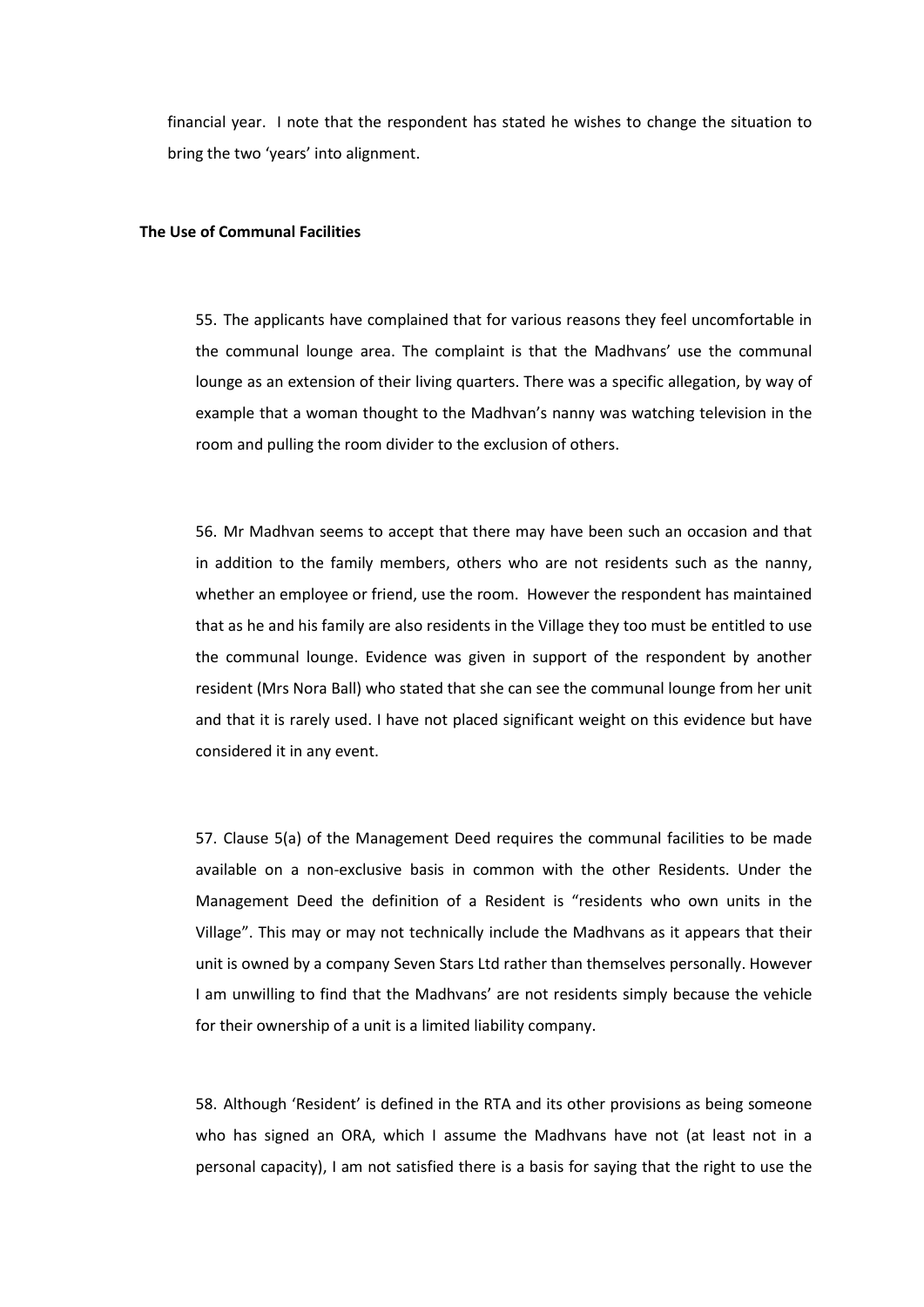financial year. I note that the respondent has stated he wishes to change the situation to bring the two 'years' into alignment.

**The Use of Communal Facilities**

55. The applicants have complained that for various reasons they feel uncomfortable in the communal lounge area. The complaint is that the Madhvans' use the communal lounge as an extension of their living quarters. There was a specific allegation, by way of example that a woman thought to the Madhvan's nanny was watching television in the room and pulling the room divider to the exclusion of others.

56. Mr Madhvan seems to accept that there may have been such an occasion and that in addition to the family members, others who are not residents such as the nanny, whether an employee or friend, use the room. However the respondent has maintained that as he and his family are also residents in the Village they too must be entitled to use the communal lounge. Evidence was given in support of the respondent by another resident (Mrs Nora Ball) who stated that she can see the communal lounge from her unit and that it is rarely used. I have not placed significant weight on this evidence but have considered it in any event.

57. Clause 5(a) of the Management Deed requires the communal facilities to be made available on a non-exclusive basis in common with the other Residents. Under the Management Deed the definition of a Resident is "residents who own units in the Village". This may or may not technically include the Madhvans as it appears that their unit is owned by a company Seven Stars Ltd rather than themselves personally. However I am unwilling to find that the Madhvans' are not residents simply because the vehicle for their ownership of a unit is a limited liability company.

58. Although 'Resident' is defined in the RTA and its other provisions as being someone who has signed an ORA, which I assume the Madhvans have not (at least not in a personal capacity), I am not satisfied there is a basis for saying that the right to use the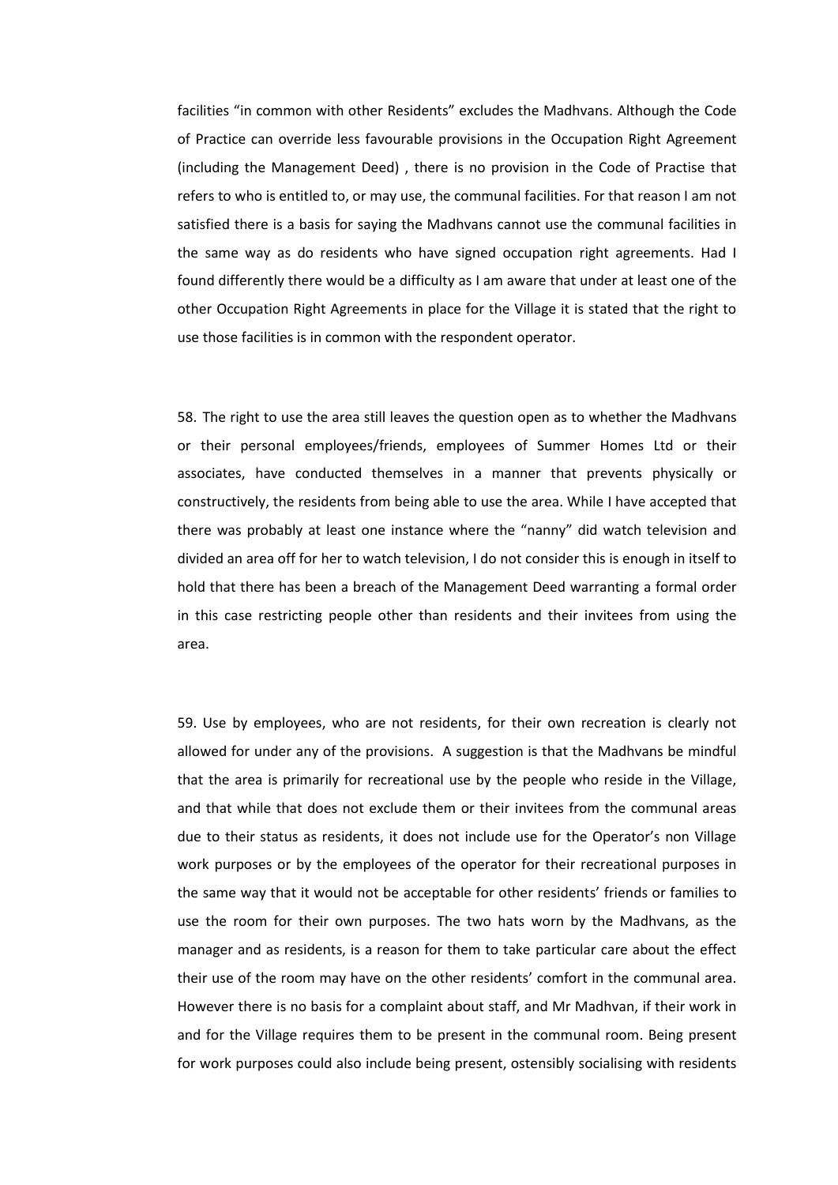facilities "in common with other Residents" excludes the Madhvans. Although the Code of Practice can override less favourable provisions in the Occupation Right Agreement (including the Management Deed) , there is no provision in the Code of Practise that refers to who is entitled to, or may use, the communal facilities. For that reason I am not satisfied there is a basis for saying the Madhvans cannot use the communal facilities in the same way as do residents who have signed occupation right agreements. Had I found differently there would be a difficulty as I am aware that under at least one of the other Occupation Right Agreements in place for the Village it is stated that the right to use those facilities is in common with the respondent operator.

58. The right to use the area still leaves the question open as to whether the Madhvans or their personal employees/friends, employees of Summer Homes Ltd or their associates, have conducted themselves in a manner that prevents physically or constructively, the residents from being able to use the area. While I have accepted that there was probably at least one instance where the "nanny" did watch television and divided an area off for her to watch television, I do not consider this is enough in itself to hold that there has been a breach of the Management Deed warranting a formal order in this case restricting people other than residents and their invitees from using the area.

59. Use by employees, who are not residents, for their own recreation is clearly not allowed for under any of the provisions. A suggestion is that the Madhvans be mindful that the area is primarily for recreational use by the people who reside in the Village, and that while that does not exclude them or their invitees from the communal areas due to their status as residents, it does not include use for the Operator's non Village work purposes or by the employees of the operator for their recreational purposes in the same way that it would not be acceptable for other residents' friends or families to use the room for their own purposes. The two hats worn by the Madhvans, as the manager and as residents, is a reason for them to take particular care about the effect their use of the room may have on the other residents' comfort in the communal area. However there is no basis for a complaint about staff, and Mr Madhvan, if their work in and for the Village requires them to be present in the communal room. Being present for work purposes could also include being present, ostensibly socialising with residents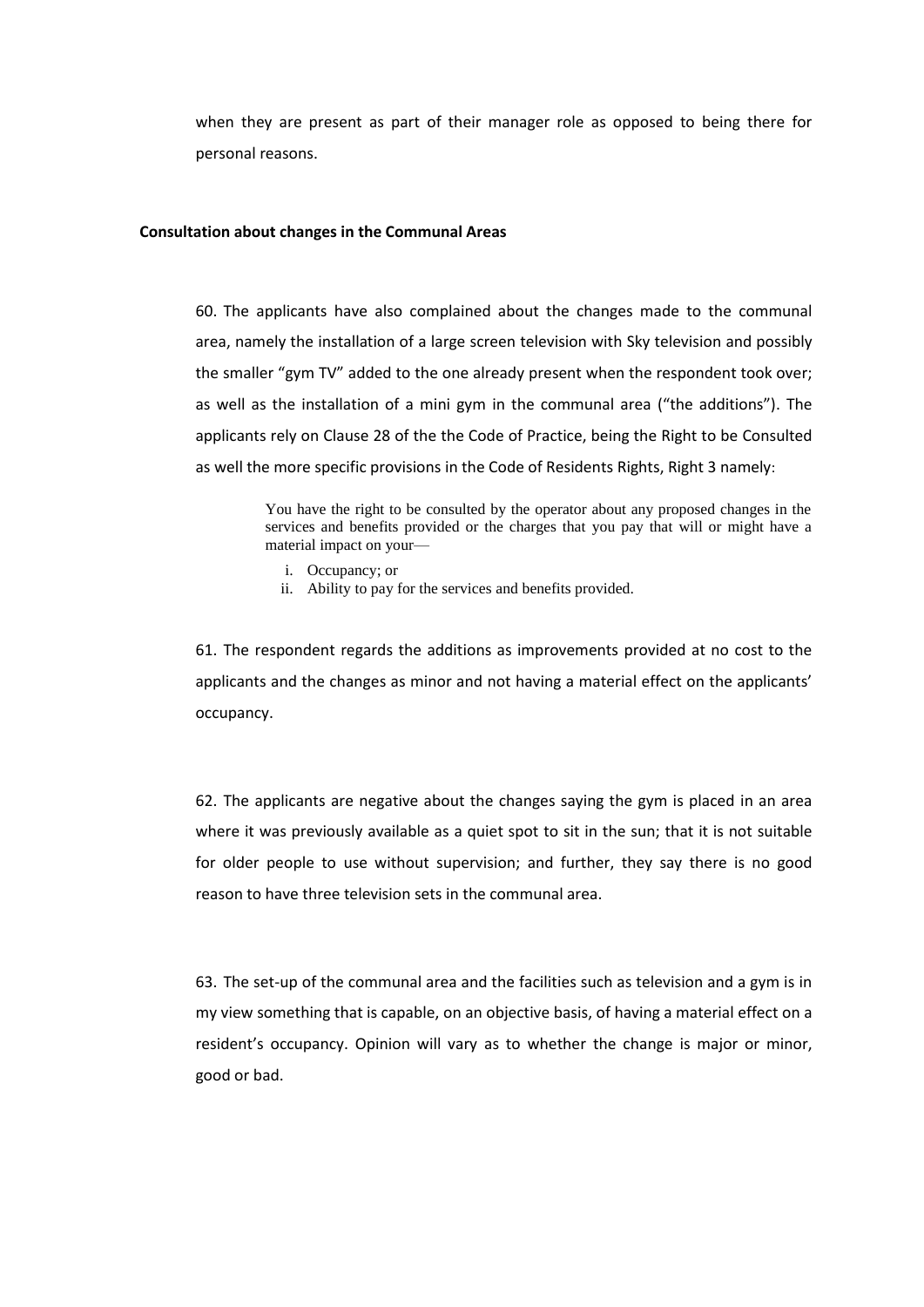when they are present as part of their manager role as opposed to being there for personal reasons.

**Consultation about changes in the Communal Areas**

60. The applicants have also complained about the changes made to the communal area, namely the installation of a large screen television with Sky television and possibly the smaller "gym TV" added to the one already present when the respondent took over; as well as the installation of a mini gym in the communal area ("the additions"). The applicants rely on Clause 28 of the the Code of Practice, being the Right to be Consulted as well the more specific provisions in the Code of Residents Rights, Right 3 namely:

> You have the right to be consulted by the operator about any proposed changes in the services and benefits provided or the charges that you pay that will or might have a material impact on your—
>
> i. Occupancy; or
> ii. Ability to pay for the services and benefits provided.

61. The respondent regards the additions as improvements provided at no cost to the applicants and the changes as minor and not having a material effect on the applicants' occupancy.

62. The applicants are negative about the changes saying the gym is placed in an area where it was previously available as a quiet spot to sit in the sun; that it is not suitable for older people to use without supervision; and further, they say there is no good reason to have three television sets in the communal area.

63. The set-up of the communal area and the facilities such as television and a gym is in my view something that is capable, on an objective basis, of having a material effect on a resident's occupancy. Opinion will vary as to whether the change is major or minor, good or bad.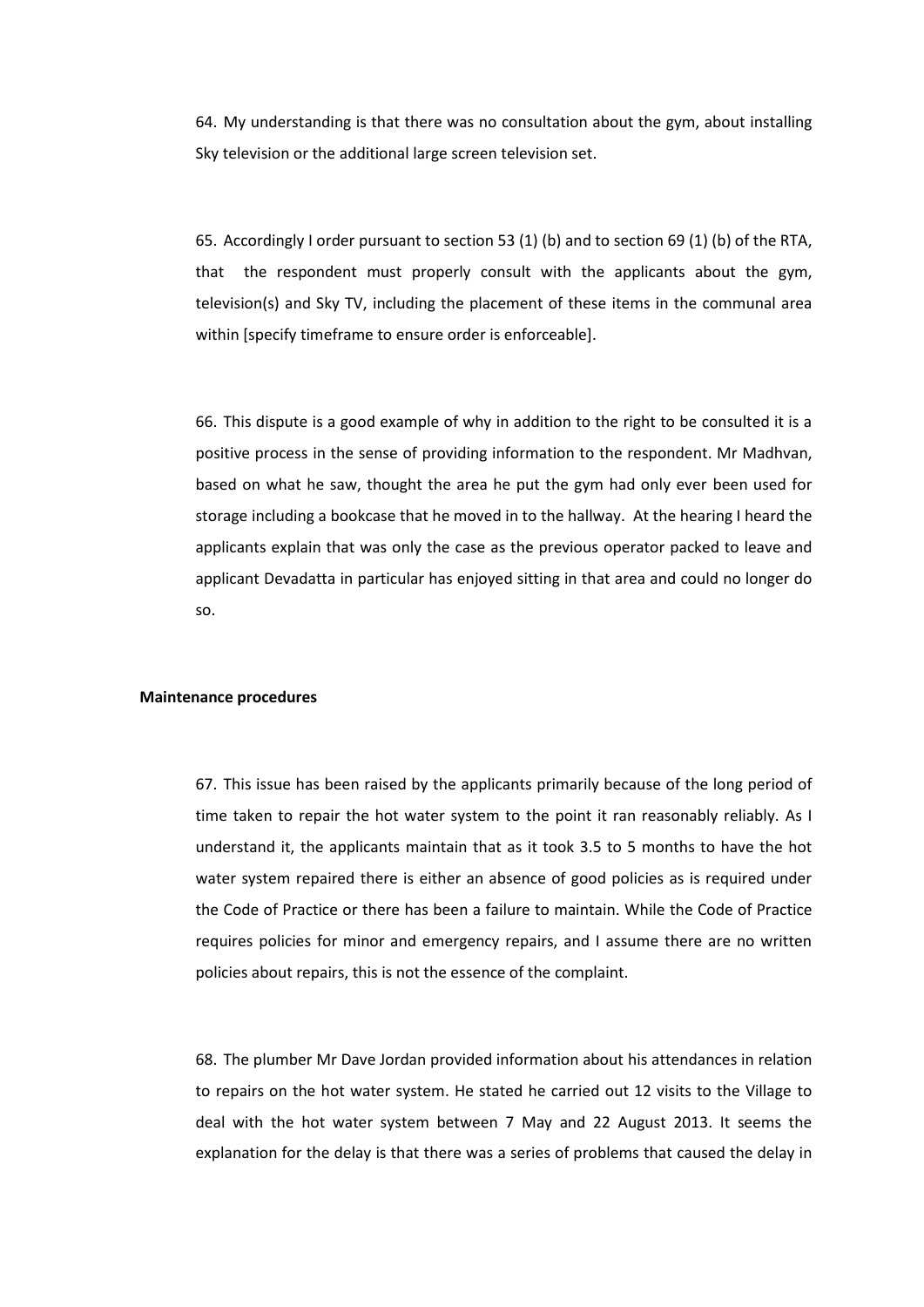64. My understanding is that there was no consultation about the gym, about installing Sky television or the additional large screen television set.

65. Accordingly I order pursuant to section 53 (1) (b) and to section 69 (1) (b) of the RTA, that the respondent must properly consult with the applicants about the gym, television(s) and Sky TV, including the placement of these items in the communal area within [specify timeframe to ensure order is enforceable].

66. This dispute is a good example of why in addition to the right to be consulted it is a positive process in the sense of providing information to the respondent. Mr Madhvan, based on what he saw, thought the area he put the gym had only ever been used for storage including a bookcase that he moved in to the hallway. At the hearing I heard the applicants explain that was only the case as the previous operator packed to leave and applicant Devadatta in particular has enjoyed sitting in that area and could no longer do so.

**Maintenance procedures**

67. This issue has been raised by the applicants primarily because of the long period of time taken to repair the hot water system to the point it ran reasonably reliably. As I understand it, the applicants maintain that as it took 3.5 to 5 months to have the hot water system repaired there is either an absence of good policies as is required under the Code of Practice or there has been a failure to maintain. While the Code of Practice requires policies for minor and emergency repairs, and I assume there are no written policies about repairs, this is not the essence of the complaint.

68. The plumber Mr Dave Jordan provided information about his attendances in relation to repairs on the hot water system. He stated he carried out 12 visits to the Village to deal with the hot water system between 7 May and 22 August 2013. It seems the explanation for the delay is that there was a series of problems that caused the delay in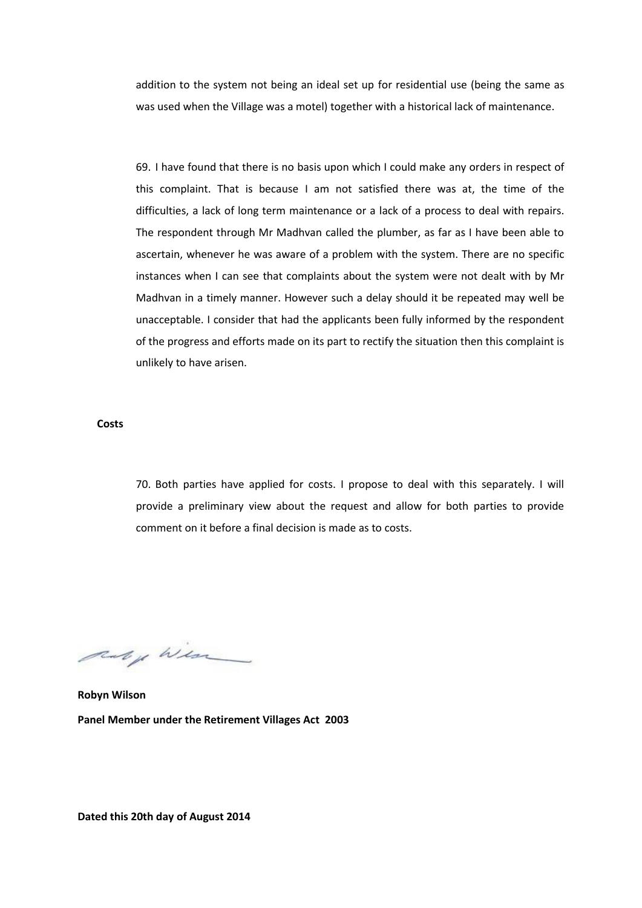addition to the system not being an ideal set up for residential use (being the same as was used when the Village was a motel) together with a historical lack of maintenance.

69. I have found that there is no basis upon which I could make any orders in respect of this complaint. That is because I am not satisfied there was at, the time of the difficulties, a lack of long term maintenance or a lack of a process to deal with repairs. The respondent through Mr Madhvan called the plumber, as far as I have been able to ascertain, whenever he was aware of a problem with the system. There are no specific instances when I can see that complaints about the system were not dealt with by Mr Madhvan in a timely manner. However such a delay should it be repeated may well be unacceptable. I consider that had the applicants been fully informed by the respondent of the progress and efforts made on its part to rectify the situation then this complaint is unlikely to have arisen.

**Costs**

70. Both parties have applied for costs. I propose to deal with this separately. I will provide a preliminary view about the request and allow for both parties to provide comment on it before a final decision is made as to costs.

**Robyn Wilson**

**Panel Member under the Retirement Villages Act 2003**

**Dated this 20th day of August 2014**